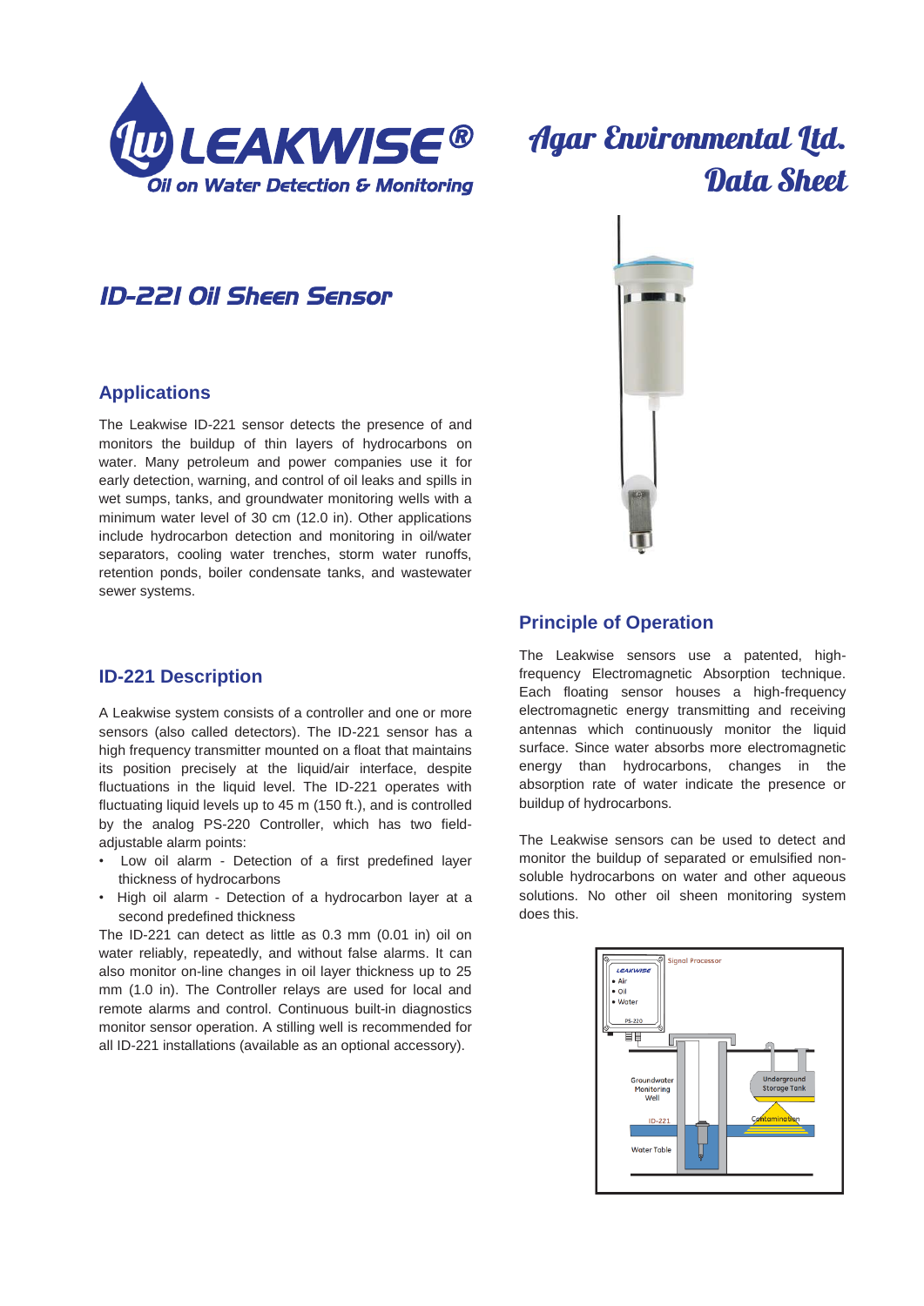LEAKWISE®
Oil on Water Detection & Monitoring

Agar Environmental Ltd.
Data Sheet

# ID-221 Oil Sheen Sensor

## Applications

The Leakwise ID-221 sensor detects the presence of and monitors the buildup of thin layers of hydrocarbons on water. Many petroleum and power companies use it for early detection, warning, and control of oil leaks and spills in wet sumps, tanks, and groundwater monitoring wells with a minimum water level of 30 cm (12.0 in). Other applications include hydrocarbon detection and monitoring in oil/water separators, cooling water trenches, storm water runoffs, retention ponds, boiler condensate tanks, and wastewater sewer systems.

## ID-221 Description

A Leakwise system consists of a controller and one or more sensors (also called detectors). The ID-221 sensor has a high frequency transmitter mounted on a float that maintains its position precisely at the liquid/air interface, despite fluctuations in the liquid level. The ID-221 operates with fluctuating liquid levels up to 45 m (150 ft.), and is controlled by the analog PS-220 Controller, which has two field-adjustable alarm points:

- Low oil alarm - Detection of a first predefined layer thickness of hydrocarbons
- High oil alarm - Detection of a hydrocarbon layer at a second predefined thickness

The ID-221 can detect as little as 0.3 mm (0.01 in) oil on water reliably, repeatedly, and without false alarms. It can also monitor on-line changes in oil layer thickness up to 25 mm (1.0 in). The Controller relays are used for local and remote alarms and control. Continuous built-in diagnostics monitor sensor operation. A stilling well is recommended for all ID-221 installations (available as an optional accessory).

## Principle of Operation

The Leakwise sensors use a patented, high-frequency Electromagnetic Absorption technique. Each floating sensor houses a high-frequency electromagnetic energy transmitting and receiving antennas which continuously monitor the liquid surface. Since water absorbs more electromagnetic energy than hydrocarbons, changes in the absorption rate of water indicate the presence or buildup of hydrocarbons.

The Leakwise sensors can be used to detect and monitor the buildup of separated or emulsified non-soluble hydrocarbons on water and other aqueous solutions. No other oil sheen monitoring system does this.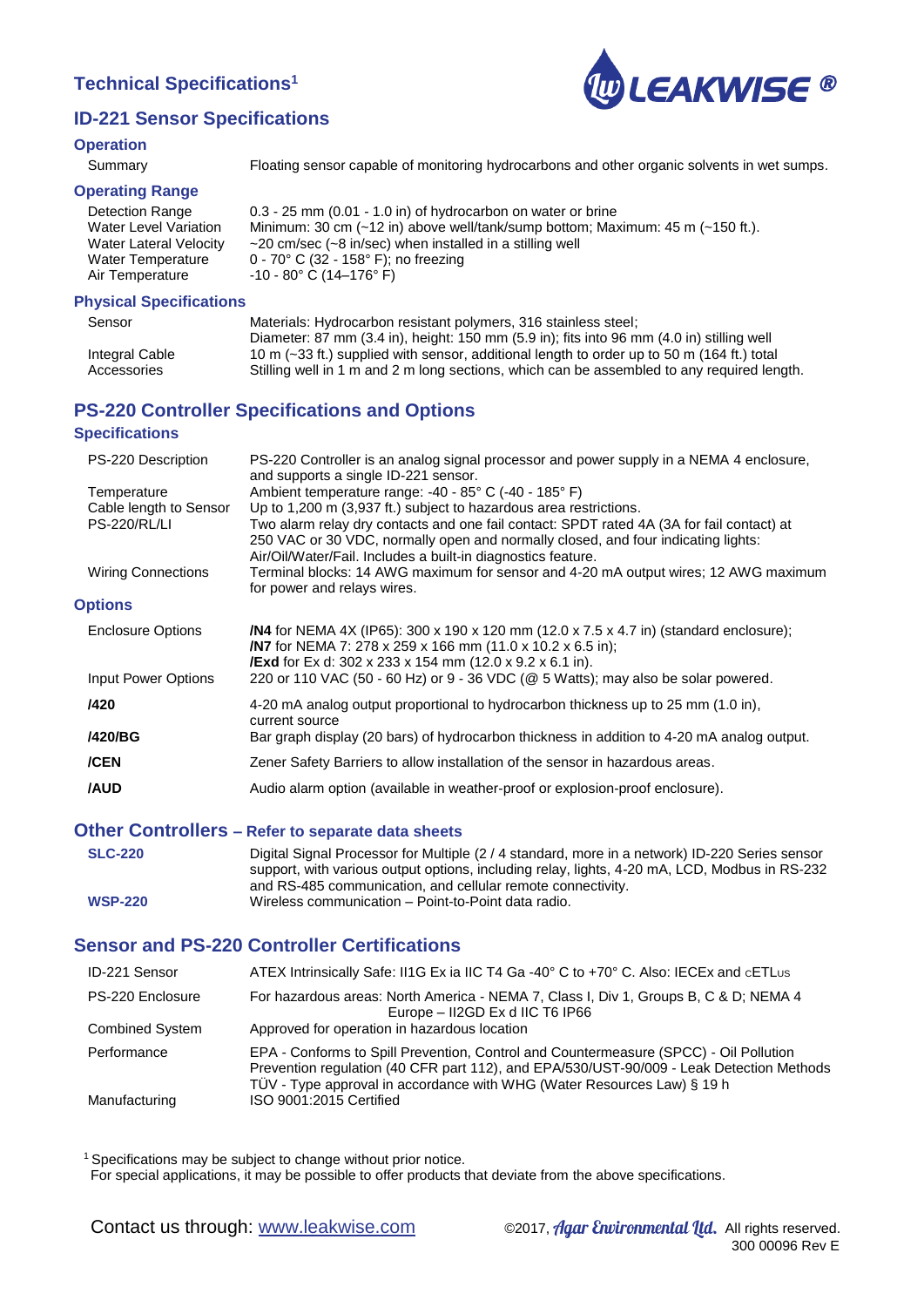## Technical Specifications[1]

## ID-221 Sensor Specifications

### Operation

| | |
|---|---|
| Summary | Floating sensor capable of monitoring hydrocarbons and other organic solvents in wet sumps. |

### Operating Range

| | |
|---|---|
| Detection Range | 0.3 - 25 mm (0.01 - 1.0 in) of hydrocarbon on water or brine |
| Water Level Variation | Minimum: 30 cm (~12 in) above well/tank/sump bottom; Maximum: 45 m (~150 ft.). |
| Water Lateral Velocity | ~20 cm/sec (~8 in/sec) when installed in a stilling well |
| Water Temperature | 0 - 70° C (32 - 158° F); no freezing |
| Air Temperature | -10 - 80° C (14–176° F) |

### Physical Specifications

| | |
|---|---|
| Sensor | Materials: Hydrocarbon resistant polymers, 316 stainless steel; Diameter: 87 mm (3.4 in), height: 150 mm (5.9 in); fits into 96 mm (4.0 in) stilling well |
| Integral Cable | 10 m (~33 ft.) supplied with sensor, additional length to order up to 50 m (164 ft.) total |
| Accessories | Stilling well in 1 m and 2 m long sections, which can be assembled to any required length. |

## PS-220 Controller Specifications and Options

### Specifications

| | |
|---|---|
| PS-220 Description | PS-220 Controller is an analog signal processor and power supply in a NEMA 4 enclosure, and supports a single ID-221 sensor. |
| Temperature | Ambient temperature range: -40 - 85° C (-40 - 185° F) |
| Cable length to Sensor | Up to 1,200 m (3,937 ft.) subject to hazardous area restrictions. |
| PS-220/RL/LI | Two alarm relay dry contacts and one fail contact: SPDT rated 4A (3A for fail contact) at 250 VAC or 30 VDC, normally open and normally closed, and four indicating lights: Air/Oil/Water/Fail. Includes a built-in diagnostics feature. |
| Wiring Connections | Terminal blocks: 14 AWG maximum for sensor and 4-20 mA output wires; 12 AWG maximum for power and relays wires. |

### Options

| | |
|---|---|
| Enclosure Options | **/N4** for NEMA 4X (IP65): 300 x 190 x 120 mm (12.0 x 7.5 x 4.7 in) (standard enclosure); **/N7** for NEMA 7: 278 x 259 x 166 mm (11.0 x 10.2 x 6.5 in); **/Exd** for Ex d: 302 x 233 x 154 mm (12.0 x 9.2 x 6.1 in). |
| Input Power Options | 220 or 110 VAC (50 - 60 Hz) or 9 - 36 VDC (@ 5 Watts); may also be solar powered. |
| **/420** | 4-20 mA analog output proportional to hydrocarbon thickness up to 25 mm (1.0 in), current source |
| **/420/BG** | Bar graph display (20 bars) of hydrocarbon thickness in addition to 4-20 mA analog output. |
| **/CEN** | Zener Safety Barriers to allow installation of the sensor in hazardous areas. |
| **/AUD** | Audio alarm option (available in weather-proof or explosion-proof enclosure). |

## Other Controllers – Refer to separate data sheets

| | |
|---|---|
| **SLC-220** | Digital Signal Processor for Multiple (2 / 4 standard, more in a network) ID-220 Series sensor support, with various output options, including relay, lights, 4-20 mA, LCD, Modbus in RS-232 and RS-485 communication, and cellular remote connectivity. |
| **WSP-220** | Wireless communication – Point-to-Point data radio. |

## Sensor and PS-220 Controller Certifications

| | |
|---|---|
| ID-221 Sensor | ATEX Intrinsically Safe: II1G Ex ia IIC T4 Ga -40° C to +70° C. Also: IECEx and cETLus |
| PS-220 Enclosure | For hazardous areas: North America - NEMA 7, Class I, Div 1, Groups B, C & D; NEMA 4 Europe – II2GD Ex d IIC T6 IP66 |
| Combined System | Approved for operation in hazardous location |
| Performance | EPA - Conforms to Spill Prevention, Control and Countermeasure (SPCC) - Oil Pollution Prevention regulation (40 CFR part 112), and EPA/530/UST-90/009 - Leak Detection Methods TÜV - Type approval in accordance with WHG (Water Resources Law) § 19 h |
| Manufacturing | ISO 9001:2015 Certified |

[1] Specifications may be subject to change without prior notice.
For special applications, it may be possible to offer products that deviate from the above specifications.

Contact us through: www.leakwise.com

©2017, Agar Environmental Ltd. All rights reserved.
300 00096 Rev E